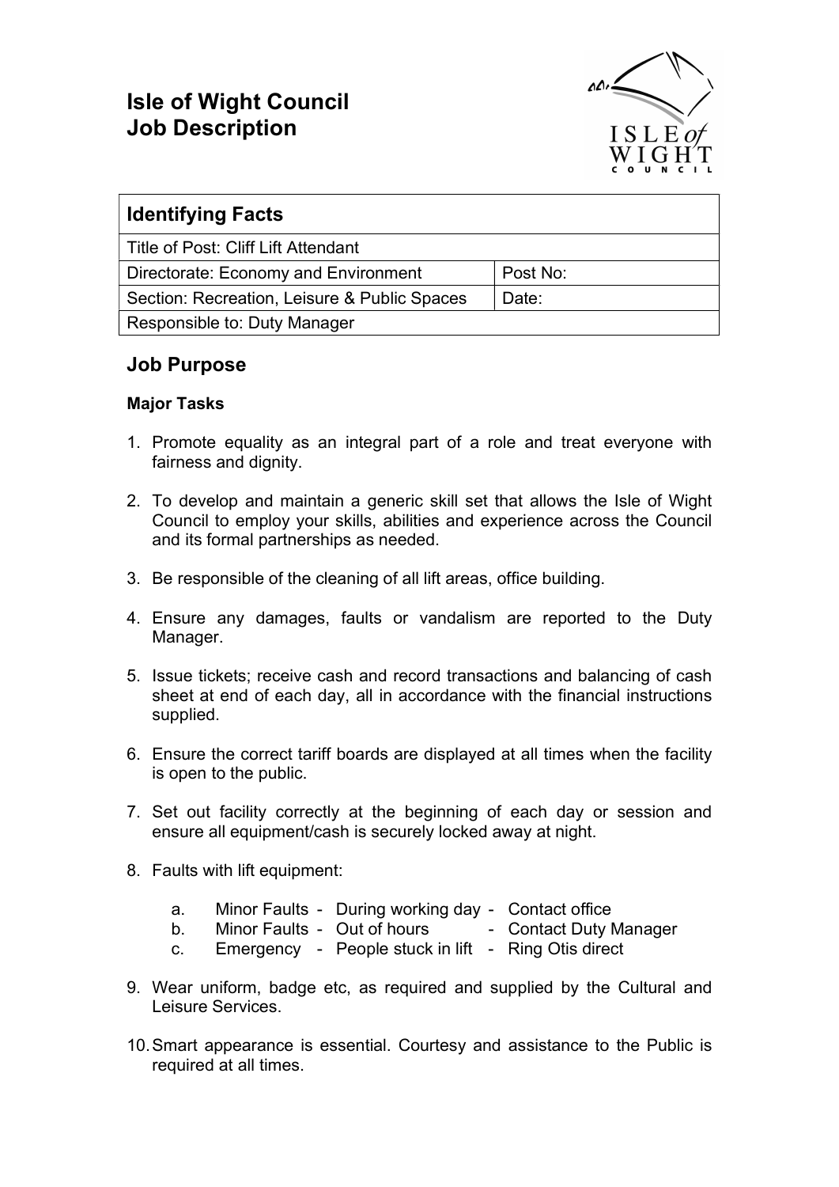# Isle of Wight Council
# Job Description

| Identifying Facts | |
|---|---|
| Title of Post: Cliff Lift Attendant | |
| Directorate: Economy and Environment | Post No: |
| Section: Recreation, Leisure & Public Spaces | Date: |
| Responsible to: Duty Manager | |

## Job Purpose

### Major Tasks

1. Promote equality as an integral part of a role and treat everyone with fairness and dignity.

2. To develop and maintain a generic skill set that allows the Isle of Wight Council to employ your skills, abilities and experience across the Council and its formal partnerships as needed.

3. Be responsible of the cleaning of all lift areas, office building.

4. Ensure any damages, faults or vandalism are reported to the Duty Manager.

5. Issue tickets; receive cash and record transactions and balancing of cash sheet at end of each day, all in accordance with the financial instructions supplied.

6. Ensure the correct tariff boards are displayed at all times when the facility is open to the public.

7. Set out facility correctly at the beginning of each day or session and ensure all equipment/cash is securely locked away at night.

8. Faults with lift equipment:

   a. Minor Faults - During working day - Contact office
   b. Minor Faults - Out of hours - Contact Duty Manager
   c. Emergency - People stuck in lift - Ring Otis direct

9. Wear uniform, badge etc, as required and supplied by the Cultural and Leisure Services.

10. Smart appearance is essential. Courtesy and assistance to the Public is required at all times.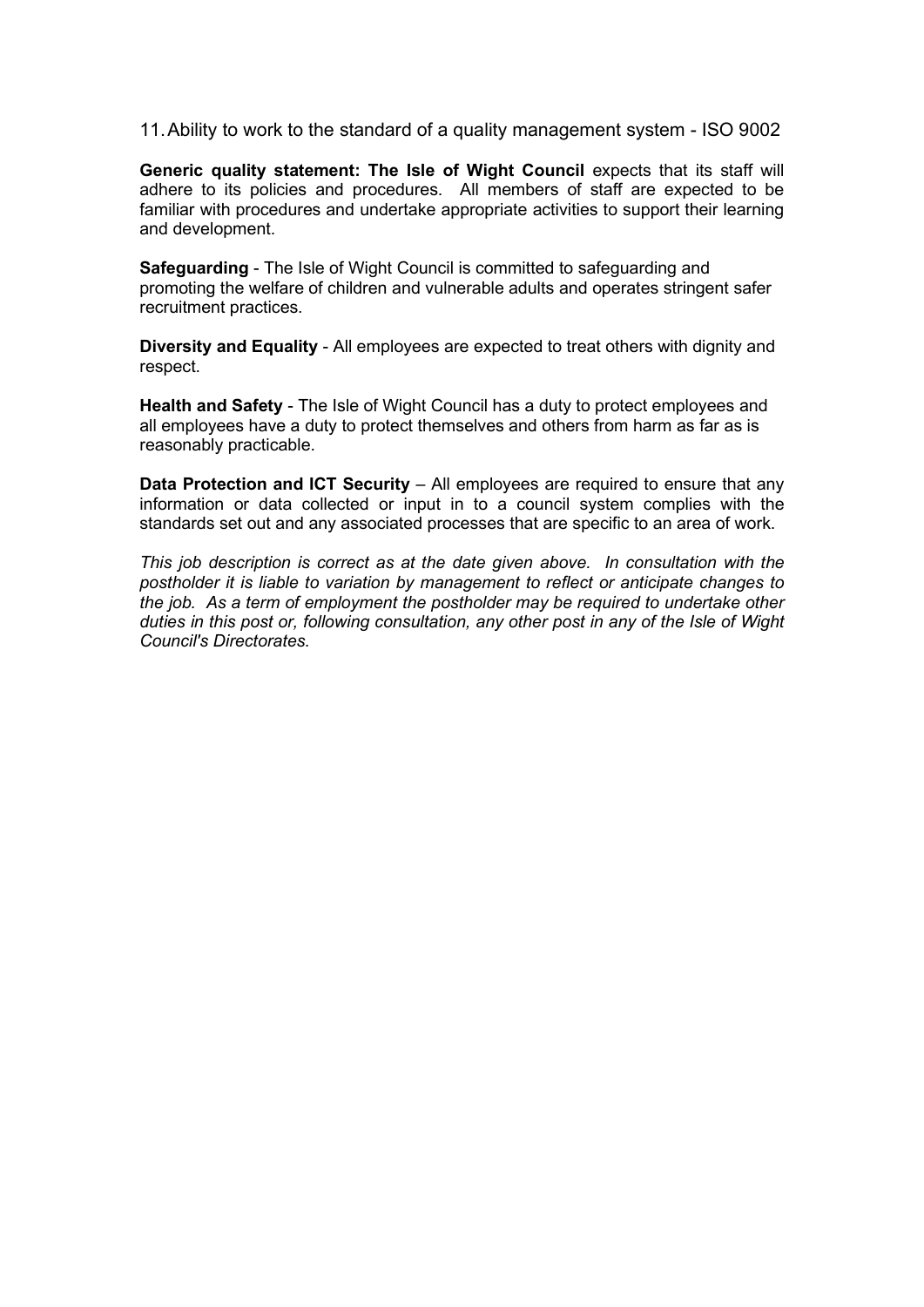11. Ability to work to the standard of a quality management system - ISO 9002

**Generic quality statement: The Isle of Wight Council** expects that its staff will adhere to its policies and procedures. All members of staff are expected to be familiar with procedures and undertake appropriate activities to support their learning and development.

**Safeguarding** - The Isle of Wight Council is committed to safeguarding and promoting the welfare of children and vulnerable adults and operates stringent safer recruitment practices.

**Diversity and Equality** - All employees are expected to treat others with dignity and respect.

**Health and Safety** - The Isle of Wight Council has a duty to protect employees and all employees have a duty to protect themselves and others from harm as far as is reasonably practicable.

**Data Protection and ICT Security** – All employees are required to ensure that any information or data collected or input in to a council system complies with the standards set out and any associated processes that are specific to an area of work.

*This job description is correct as at the date given above. In consultation with the postholder it is liable to variation by management to reflect or anticipate changes to the job. As a term of employment the postholder may be required to undertake other duties in this post or, following consultation, any other post in any of the Isle of Wight Council's Directorates.*